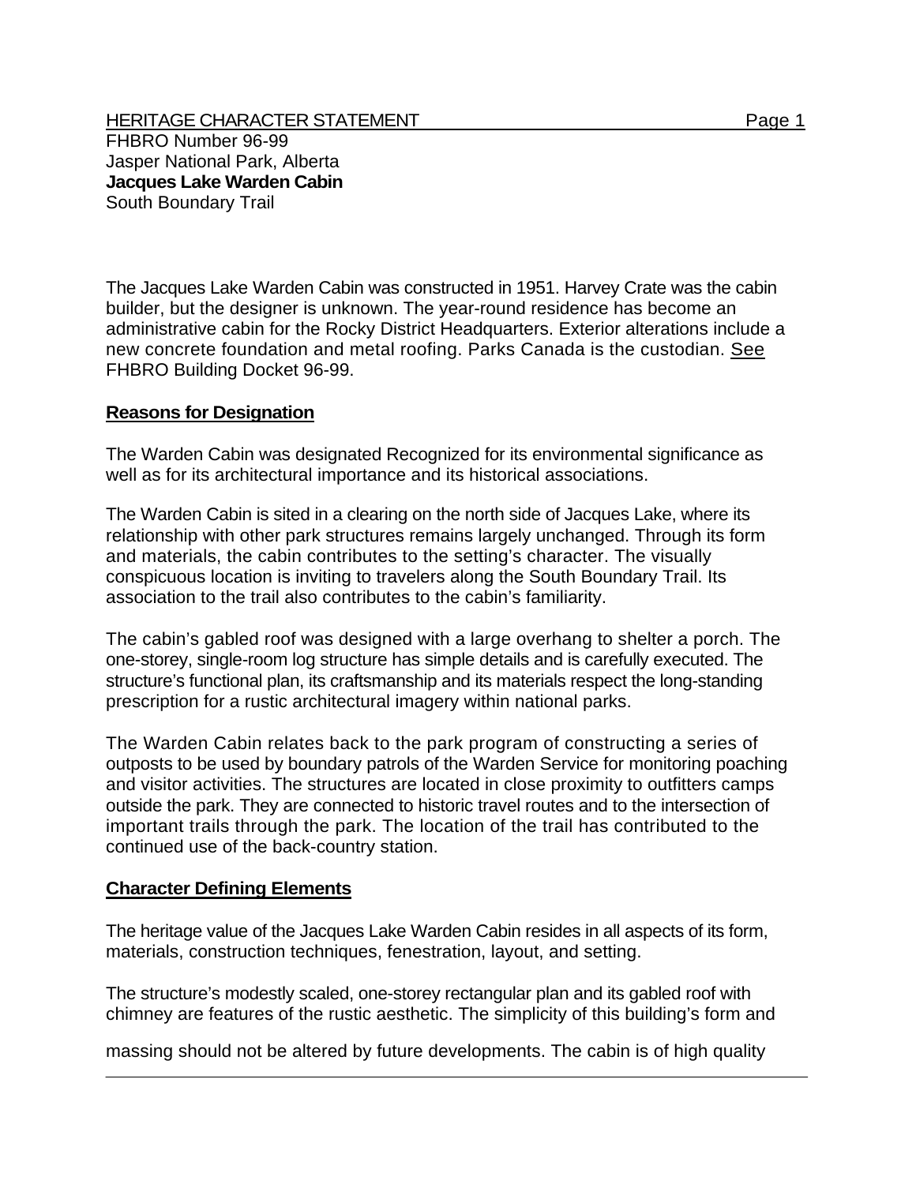HERITAGE CHARACTER STATEMENT

FHBRO Number 96-99
Jasper National Park, Alberta
**Jacques Lake Warden Cabin**
South Boundary Trail

The Jacques Lake Warden Cabin was constructed in 1951. Harvey Crate was the cabin builder, but the designer is unknown. The year-round residence has become an administrative cabin for the Rocky District Headquarters. Exterior alterations include a new concrete foundation and metal roofing. Parks Canada is the custodian. See FHBRO Building Docket 96-99.

## Reasons for Designation

The Warden Cabin was designated Recognized for its environmental significance as well as for its architectural importance and its historical associations.

The Warden Cabin is sited in a clearing on the north side of Jacques Lake, where its relationship with other park structures remains largely unchanged. Through its form and materials, the cabin contributes to the setting's character. The visually conspicuous location is inviting to travelers along the South Boundary Trail. Its association to the trail also contributes to the cabin's familiarity.

The cabin's gabled roof was designed with a large overhang to shelter a porch. The one-storey, single-room log structure has simple details and is carefully executed. The structure's functional plan, its craftsmanship and its materials respect the long-standing prescription for a rustic architectural imagery within national parks.

The Warden Cabin relates back to the park program of constructing a series of outposts to be used by boundary patrols of the Warden Service for monitoring poaching and visitor activities. The structures are located in close proximity to outfitters camps outside the park. They are connected to historic travel routes and to the intersection of important trails through the park. The location of the trail has contributed to the continued use of the back-country station.

## Character Defining Elements

The heritage value of the Jacques Lake Warden Cabin resides in all aspects of its form, materials, construction techniques, fenestration, layout, and setting.

The structure's modestly scaled, one-storey rectangular plan and its gabled roof with chimney are features of the rustic aesthetic. The simplicity of this building's form and massing should not be altered by future developments. The cabin is of high quality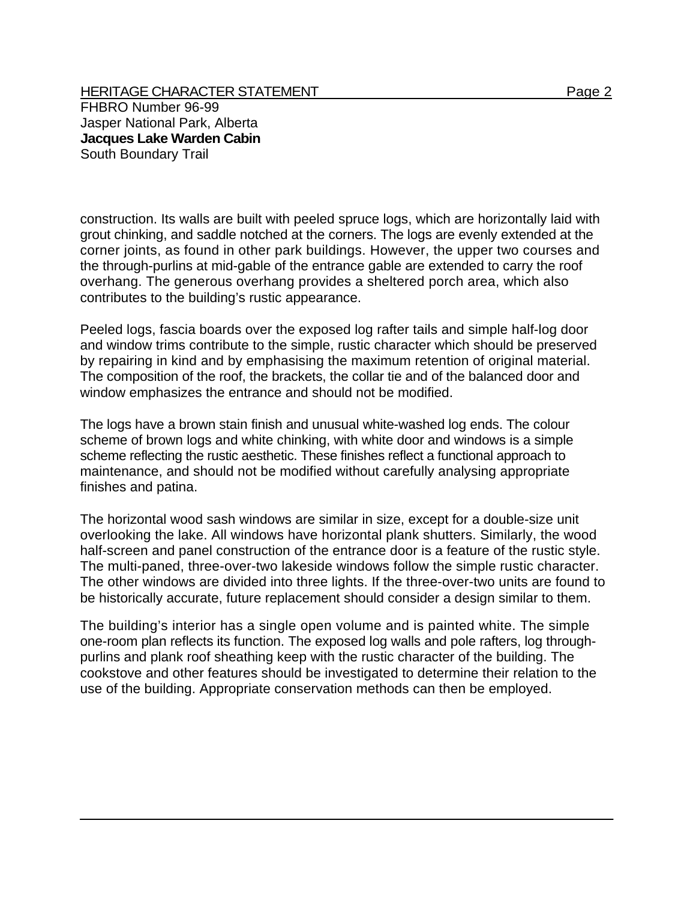construction. Its walls are built with peeled spruce logs, which are horizontally laid with grout chinking, and saddle notched at the corners. The logs are evenly extended at the corner joints, as found in other park buildings. However, the upper two courses and the through-purlins at mid-gable of the entrance gable are extended to carry the roof overhang. The generous overhang provides a sheltered porch area, which also contributes to the building's rustic appearance.

Peeled logs, fascia boards over the exposed log rafter tails and simple half-log door and window trims contribute to the simple, rustic character which should be preserved by repairing in kind and by emphasising the maximum retention of original material. The composition of the roof, the brackets, the collar tie and of the balanced door and window emphasizes the entrance and should not be modified.

The logs have a brown stain finish and unusual white-washed log ends. The colour scheme of brown logs and white chinking, with white door and windows is a simple scheme reflecting the rustic aesthetic. These finishes reflect a functional approach to maintenance, and should not be modified without carefully analysing appropriate finishes and patina.

The horizontal wood sash windows are similar in size, except for a double-size unit overlooking the lake. All windows have horizontal plank shutters. Similarly, the wood half-screen and panel construction of the entrance door is a feature of the rustic style. The multi-paned, three-over-two lakeside windows follow the simple rustic character. The other windows are divided into three lights. If the three-over-two units are found to be historically accurate, future replacement should consider a design similar to them.

The building's interior has a single open volume and is painted white. The simple one-room plan reflects its function. The exposed log walls and pole rafters, log through-purlins and plank roof sheathing keep with the rustic character of the building. The cookstove and other features should be investigated to determine their relation to the use of the building. Appropriate conservation methods can then be employed.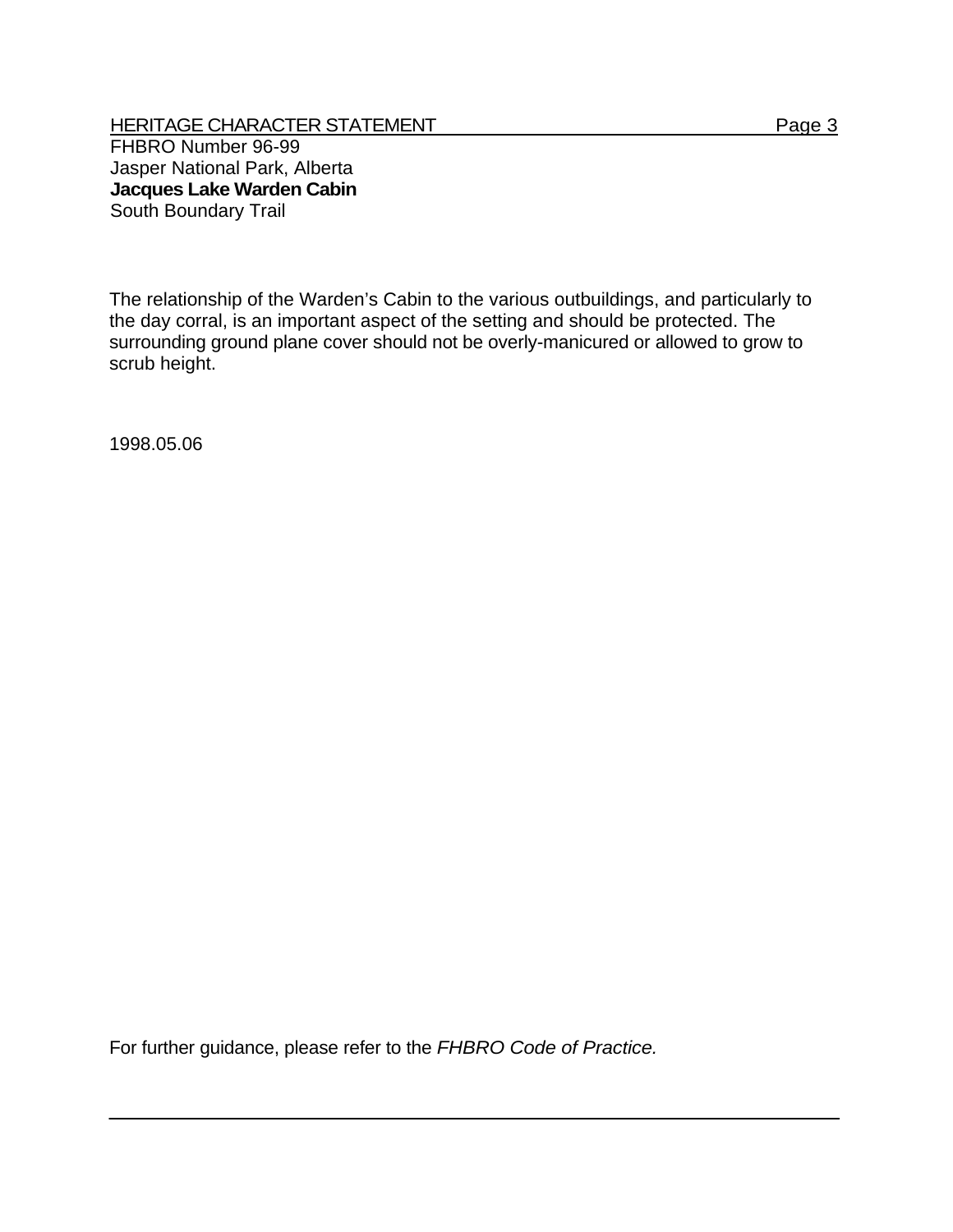The relationship of the Warden's Cabin to the various outbuildings, and particularly to the day corral, is an important aspect of the setting and should be protected. The surrounding ground plane cover should not be overly-manicured or allowed to grow to scrub height.

1998.05.06

For further guidance, please refer to the *FHBRO Code of Practice.*